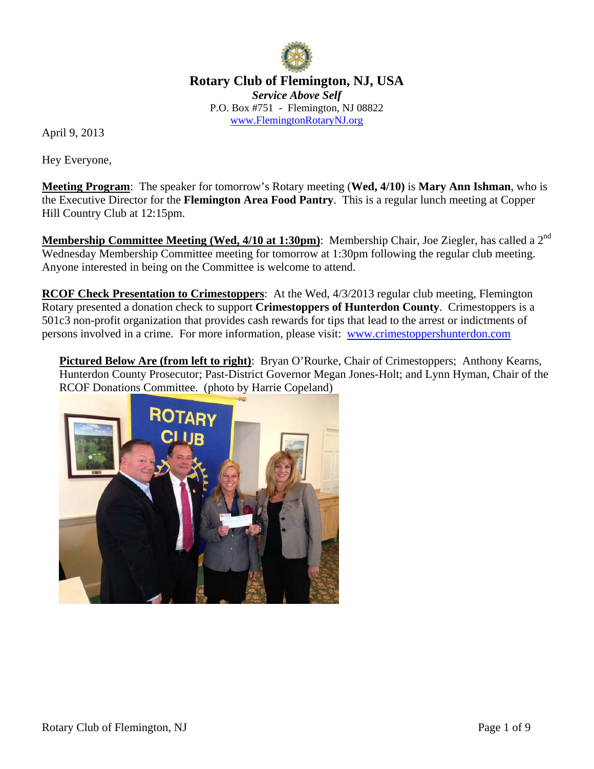# Rotary Club of Flemington, NJ, USA

***Service Above Self***

P.O. Box #751 - Flemington, NJ 08822

www.FlemingtonRotaryNJ.org

April 9, 2013

Hey Everyone,

**Meeting Program**: The speaker for tomorrow's Rotary meeting (**Wed, 4/10)** is **Mary Ann Ishman**, who is the Executive Director for the **Flemington Area Food Pantry**. This is a regular lunch meeting at Copper Hill Country Club at 12:15pm.

**Membership Committee Meeting (Wed, 4/10 at 1:30pm)**: Membership Chair, Joe Ziegler, has called a 2nd Wednesday Membership Committee meeting for tomorrow at 1:30pm following the regular club meeting. Anyone interested in being on the Committee is welcome to attend.

**RCOF Check Presentation to Crimestoppers**: At the Wed, 4/3/2013 regular club meeting, Flemington Rotary presented a donation check to support **Crimestoppers of Hunterdon County**. Crimestoppers is a 501c3 non-profit organization that provides cash rewards for tips that lead to the arrest or indictments of persons involved in a crime. For more information, please visit: www.crimestoppershunterdon.com

**Pictured Below Are (from left to right)**: Bryan O'Rourke, Chair of Crimestoppers; Anthony Kearns, Hunterdon County Prosecutor; Past-District Governor Megan Jones-Holt; and Lynn Hyman, Chair of the RCOF Donations Committee. (photo by Harrie Copeland)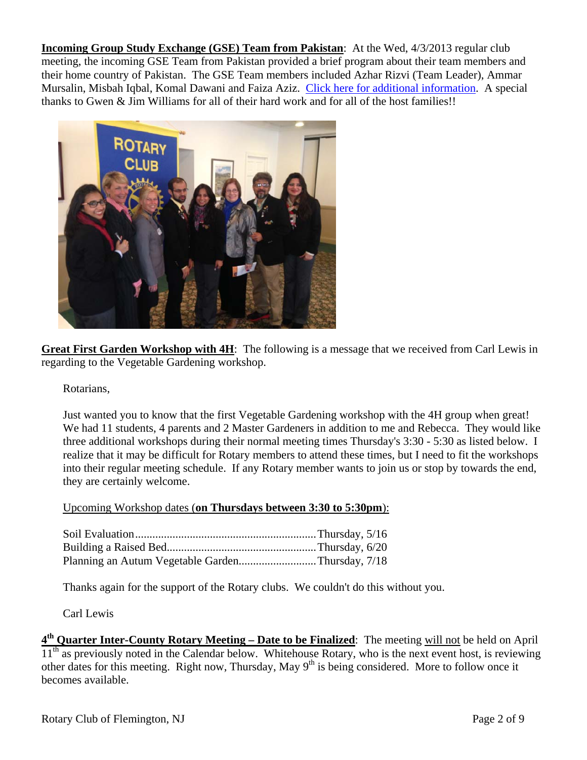**Incoming Group Study Exchange (GSE) Team from Pakistan**: At the Wed, 4/3/2013 regular club meeting, the incoming GSE Team from Pakistan provided a brief program about their team members and their home country of Pakistan. The GSE Team members included Azhar Rizvi (Team Leader), Ammar Mursalin, Misbah Iqbal, Komal Dawani and Faiza Aziz. Click here for additional information. A special thanks to Gwen & Jim Williams for all of their hard work and for all of the host families!!

**Great First Garden Workshop with 4H**: The following is a message that we received from Carl Lewis in regarding to the Vegetable Gardening workshop.

> Rotarians,
>
> Just wanted you to know that the first Vegetable Gardening workshop with the 4H group when great! We had 11 students, 4 parents and 2 Master Gardeners in addition to me and Rebecca. They would like three additional workshops during their normal meeting times Thursday's 3:30 - 5:30 as listed below. I realize that it may be difficult for Rotary members to attend these times, but I need to fit the workshops into their regular meeting schedule. If any Rotary member wants to join us or stop by towards the end, they are certainly welcome.
>
> Upcoming Workshop dates (**on Thursdays between 3:30 to 5:30pm**):
>
> Soil Evaluation............................................................Thursday, 5/16
> Building a Raised Bed..................................................Thursday, 6/20
> Planning an Autum Vegetable Garden..........................Thursday, 7/18
>
> Thanks again for the support of the Rotary clubs. We couldn't do this without you.
>
> Carl Lewis

**4th Quarter Inter-County Rotary Meeting – Date to be Finalized**: The meeting will not be held on April 11th as previously noted in the Calendar below. Whitehouse Rotary, who is the next event host, is reviewing other dates for this meeting. Right now, Thursday, May 9th is being considered. More to follow once it becomes available.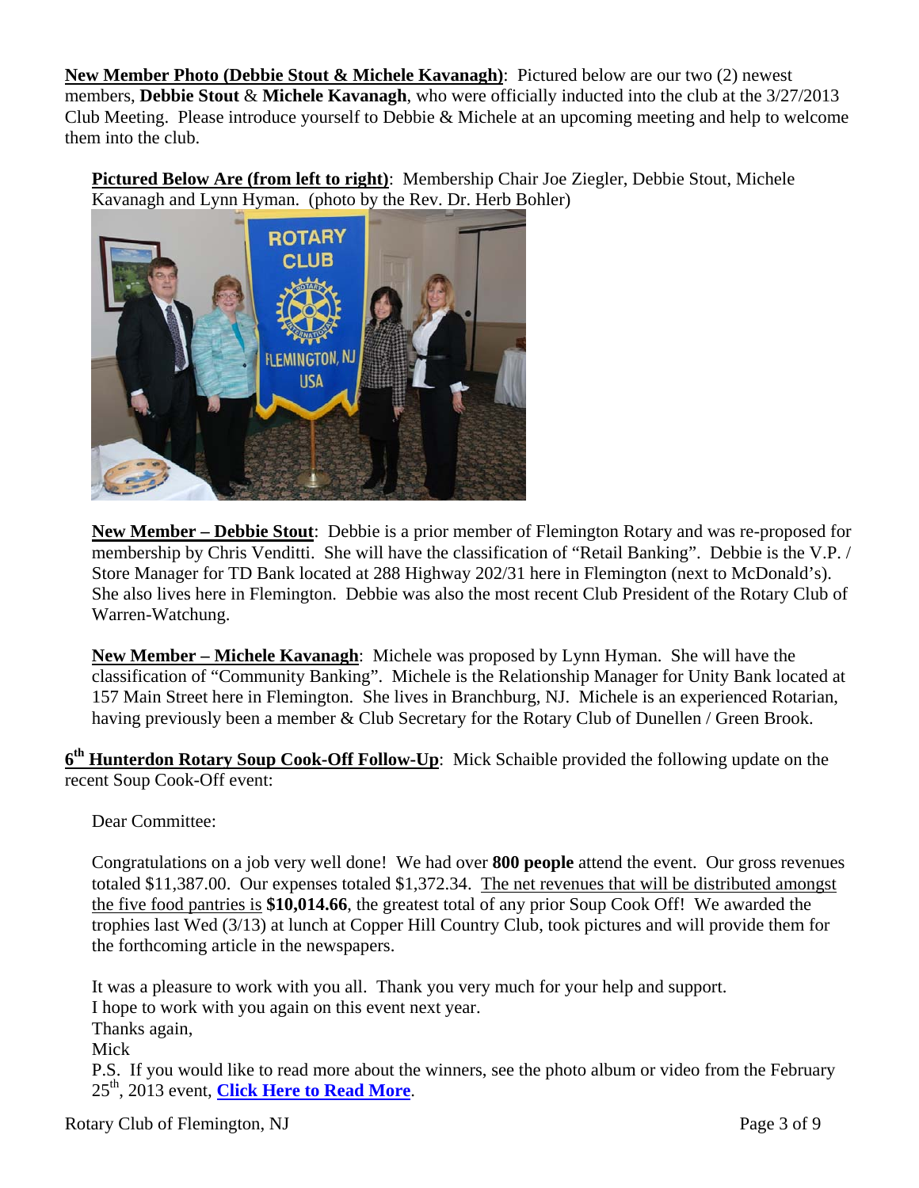**New Member Photo (Debbie Stout & Michele Kavanagh)**: Pictured below are our two (2) newest members, **Debbie Stout** & **Michele Kavanagh**, who were officially inducted into the club at the 3/27/2013 Club Meeting. Please introduce yourself to Debbie & Michele at an upcoming meeting and help to welcome them into the club.

**Pictured Below Are (from left to right)**: Membership Chair Joe Ziegler, Debbie Stout, Michele Kavanagh and Lynn Hyman. (photo by the Rev. Dr. Herb Bohler)

**New Member – Debbie Stout**: Debbie is a prior member of Flemington Rotary and was re-proposed for membership by Chris Venditti. She will have the classification of "Retail Banking". Debbie is the V.P. / Store Manager for TD Bank located at 288 Highway 202/31 here in Flemington (next to McDonald's). She also lives here in Flemington. Debbie was also the most recent Club President of the Rotary Club of Warren-Watchung.

**New Member – Michele Kavanagh**: Michele was proposed by Lynn Hyman. She will have the classification of "Community Banking". Michele is the Relationship Manager for Unity Bank located at 157 Main Street here in Flemington. She lives in Branchburg, NJ. Michele is an experienced Rotarian, having previously been a member & Club Secretary for the Rotary Club of Dunellen / Green Brook.

**6th Hunterdon Rotary Soup Cook-Off Follow-Up**: Mick Schaible provided the following update on the recent Soup Cook-Off event:

Dear Committee:

Congratulations on a job very well done! We had over **800 people** attend the event. Our gross revenues totaled $11,387.00. Our expenses totaled $1,372.34. The net revenues that will be distributed amongst the five food pantries is **$10,014.66**, the greatest total of any prior Soup Cook Off! We awarded the trophies last Wed (3/13) at lunch at Copper Hill Country Club, took pictures and will provide them for the forthcoming article in the newspapers.

It was a pleasure to work with you all. Thank you very much for your help and support.
I hope to work with you again on this event next year.
Thanks again,
Mick
P.S. If you would like to read more about the winners, see the photo album or video from the February 25th, 2013 event, **Click Here to Read More**.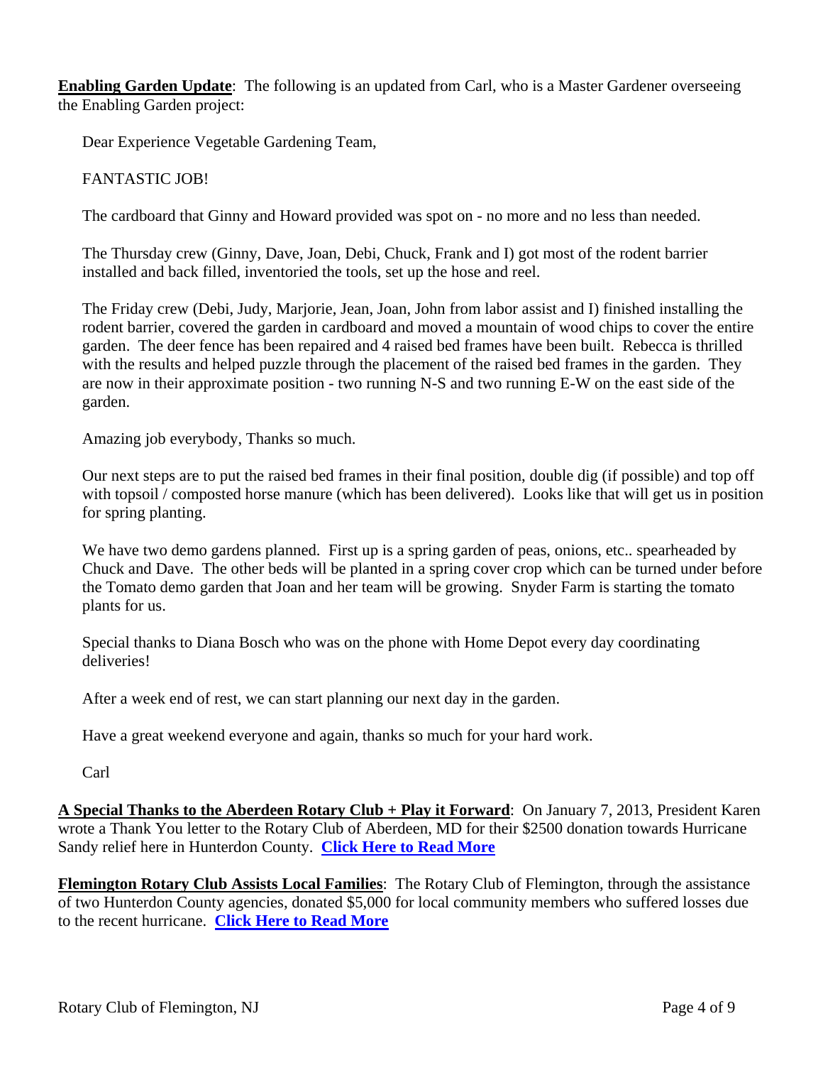**Enabling Garden Update**: The following is an updated from Carl, who is a Master Gardener overseeing the Enabling Garden project:

> Dear Experience Vegetable Gardening Team,
>
> FANTASTIC JOB!
>
> The cardboard that Ginny and Howard provided was spot on - no more and no less than needed.
>
> The Thursday crew (Ginny, Dave, Joan, Debi, Chuck, Frank and I) got most of the rodent barrier installed and back filled, inventoried the tools, set up the hose and reel.
>
> The Friday crew (Debi, Judy, Marjorie, Jean, Joan, John from labor assist and I) finished installing the rodent barrier, covered the garden in cardboard and moved a mountain of wood chips to cover the entire garden. The deer fence has been repaired and 4 raised bed frames have been built. Rebecca is thrilled with the results and helped puzzle through the placement of the raised bed frames in the garden. They are now in their approximate position - two running N-S and two running E-W on the east side of the garden.
>
> Amazing job everybody, Thanks so much.
>
> Our next steps are to put the raised bed frames in their final position, double dig (if possible) and top off with topsoil / composted horse manure (which has been delivered). Looks like that will get us in position for spring planting.
>
> We have two demo gardens planned. First up is a spring garden of peas, onions, etc.. spearheaded by Chuck and Dave. The other beds will be planted in a spring cover crop which can be turned under before the Tomato demo garden that Joan and her team will be growing. Snyder Farm is starting the tomato plants for us.
>
> Special thanks to Diana Bosch who was on the phone with Home Depot every day coordinating deliveries!
>
> After a week end of rest, we can start planning our next day in the garden.
>
> Have a great weekend everyone and again, thanks so much for your hard work.
>
> Carl

**A Special Thanks to the Aberdeen Rotary Club + Play it Forward**: On January 7, 2013, President Karen wrote a Thank You letter to the Rotary Club of Aberdeen, MD for their $2500 donation towards Hurricane Sandy relief here in Hunterdon County. **Click Here to Read More**

**Flemington Rotary Club Assists Local Families**: The Rotary Club of Flemington, through the assistance of two Hunterdon County agencies, donated $5,000 for local community members who suffered losses due to the recent hurricane. **Click Here to Read More**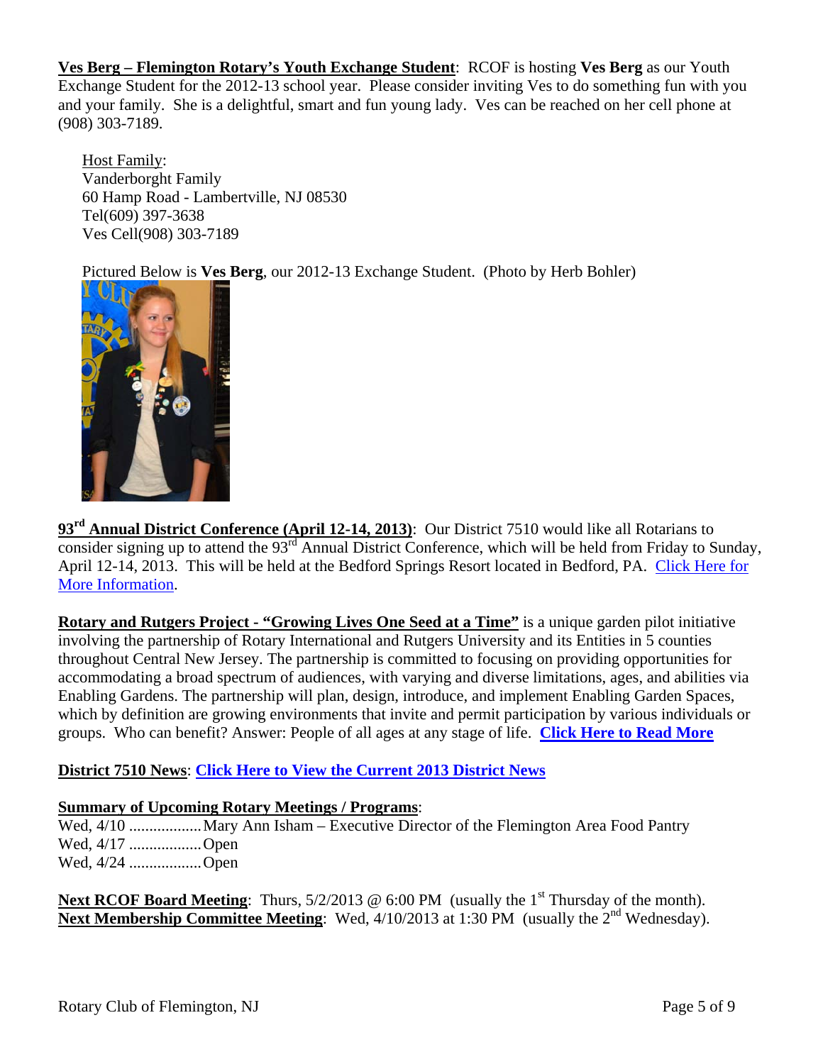**Ves Berg – Flemington Rotary's Youth Exchange Student**: RCOF is hosting **Ves Berg** as our Youth Exchange Student for the 2012-13 school year. Please consider inviting Ves to do something fun with you and your family. She is a delightful, smart and fun young lady. Ves can be reached on her cell phone at (908) 303-7189.

Host Family:
Vanderborght Family
60 Hamp Road - Lambertville, NJ 08530
Tel(609) 397-3638
Ves Cell(908) 303-7189

Pictured Below is **Ves Berg**, our 2012-13 Exchange Student. (Photo by Herb Bohler)

**93rd Annual District Conference (April 12-14, 2013)**: Our District 7510 would like all Rotarians to consider signing up to attend the 93rd Annual District Conference, which will be held from Friday to Sunday, April 12-14, 2013. This will be held at the Bedford Springs Resort located in Bedford, PA. Click Here for More Information.

**Rotary and Rutgers Project - "Growing Lives One Seed at a Time"** is a unique garden pilot initiative involving the partnership of Rotary International and Rutgers University and its Entities in 5 counties throughout Central New Jersey. The partnership is committed to focusing on providing opportunities for accommodating a broad spectrum of audiences, with varying and diverse limitations, ages, and abilities via Enabling Gardens. The partnership will plan, design, introduce, and implement Enabling Garden Spaces, which by definition are growing environments that invite and permit participation by various individuals or groups. Who can benefit? Answer: People of all ages at any stage of life. **Click Here to Read More**

**District 7510 News**: **Click Here to View the Current 2013 District News**

**Summary of Upcoming Rotary Meetings / Programs**:

Wed, 4/10 .................. Mary Ann Isham – Executive Director of the Flemington Area Food Pantry
Wed, 4/17 .................. Open
Wed, 4/24 .................. Open

**Next RCOF Board Meeting**: Thurs, 5/2/2013 @ 6:00 PM (usually the 1st Thursday of the month).
**Next Membership Committee Meeting**: Wed, 4/10/2013 at 1:30 PM (usually the 2nd Wednesday).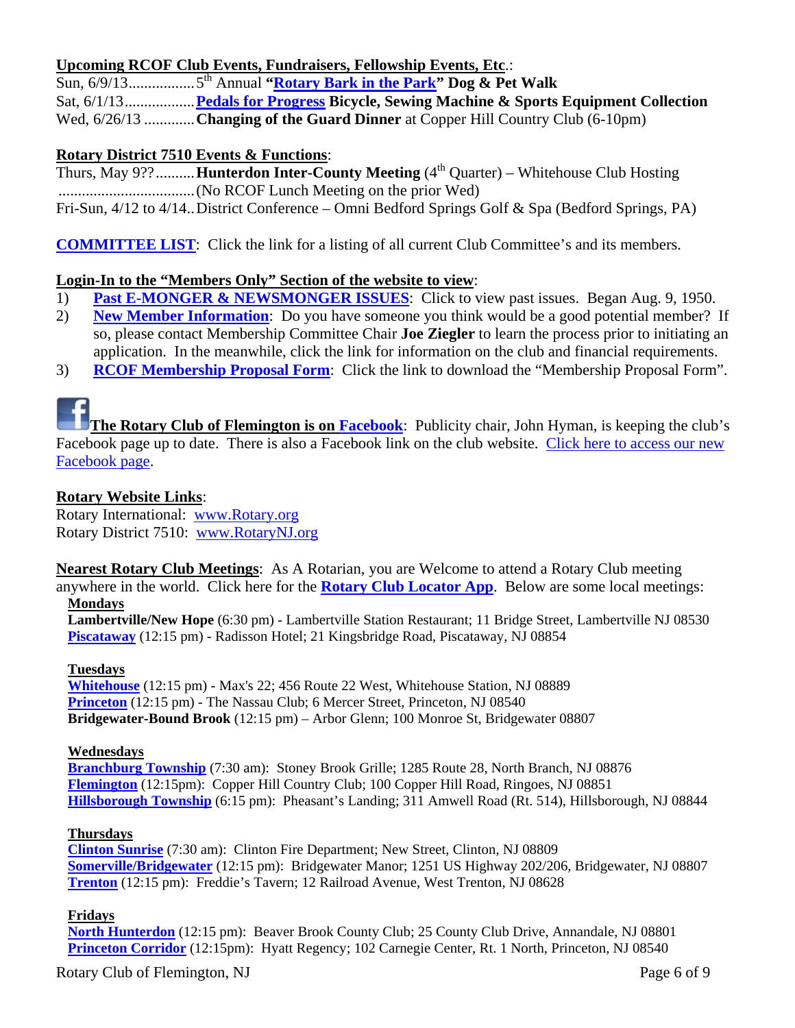**Upcoming RCOF Club Events, Fundraisers, Fellowship Events, Etc.**:

Sun, 6/9/13.................5th Annual **"Rotary Bark in the Park" Dog & Pet Walk**
Sat, 6/1/13..................**Pedals for Progress Bicycle, Sewing Machine & Sports Equipment Collection**
Wed, 6/26/13 .............**Changing of the Guard Dinner** at Copper Hill Country Club (6-10pm)

**Rotary District 7510 Events & Functions**:

Thurs, May 9??..........**Hunterdon Inter-County Meeting** (4th Quarter) – Whitehouse Club Hosting
...................................(No RCOF Lunch Meeting on the prior Wed)
Fri-Sun, 4/12 to 4/14..District Conference – Omni Bedford Springs Golf & Spa (Bedford Springs, PA)

**COMMITTEE LIST**: Click the link for a listing of all current Club Committee's and its members.

**Login-In to the "Members Only" Section of the website to view**:

1) **Past E-MONGER & NEWSMONGER ISSUES**: Click to view past issues. Began Aug. 9, 1950.
2) **New Member Information**: Do you have someone you think would be a good potential member? If so, please contact Membership Committee Chair **Joe Ziegler** to learn the process prior to initiating an application. In the meanwhile, click the link for information on the club and financial requirements.
3) **RCOF Membership Proposal Form**: Click the link to download the "Membership Proposal Form".

**The Rotary Club of Flemington is on Facebook**: Publicity chair, John Hyman, is keeping the club's Facebook page up to date. There is also a Facebook link on the club website. Click here to access our new Facebook page.

**Rotary Website Links**:

Rotary International: www.Rotary.org
Rotary District 7510: www.RotaryNJ.org

**Nearest Rotary Club Meetings**: As A Rotarian, you are Welcome to attend a Rotary Club meeting anywhere in the world. Click here for the **Rotary Club Locator App**. Below are some local meetings:

**Mondays**
**Lambertville/New Hope** (6:30 pm) - Lambertville Station Restaurant; 11 Bridge Street, Lambertville NJ 08530
**Piscataway** (12:15 pm) - Radisson Hotel; 21 Kingsbridge Road, Piscataway, NJ 08854

**Tuesdays**
**Whitehouse** (12:15 pm) - Max's 22; 456 Route 22 West, Whitehouse Station, NJ 08889
**Princeton** (12:15 pm) - The Nassau Club; 6 Mercer Street, Princeton, NJ 08540
**Bridgewater-Bound Brook** (12:15 pm) – Arbor Glenn; 100 Monroe St, Bridgewater 08807

**Wednesdays**
**Branchburg Township** (7:30 am): Stoney Brook Grille; 1285 Route 28, North Branch, NJ 08876
**Flemington** (12:15pm): Copper Hill Country Club; 100 Copper Hill Road, Ringoes, NJ 08851
**Hillsborough Township** (6:15 pm): Pheasant's Landing; 311 Amwell Road (Rt. 514), Hillsborough, NJ 08844

**Thursdays**
**Clinton Sunrise** (7:30 am): Clinton Fire Department; New Street, Clinton, NJ 08809
**Somerville/Bridgewater** (12:15 pm): Bridgewater Manor; 1251 US Highway 202/206, Bridgewater, NJ 08807
**Trenton** (12:15 pm): Freddie's Tavern; 12 Railroad Avenue, West Trenton, NJ 08628

**Fridays**
**North Hunterdon** (12:15 pm): Beaver Brook County Club; 25 County Club Drive, Annandale, NJ 08801
**Princeton Corridor** (12:15pm): Hyatt Regency; 102 Carnegie Center, Rt. 1 North, Princeton, NJ 08540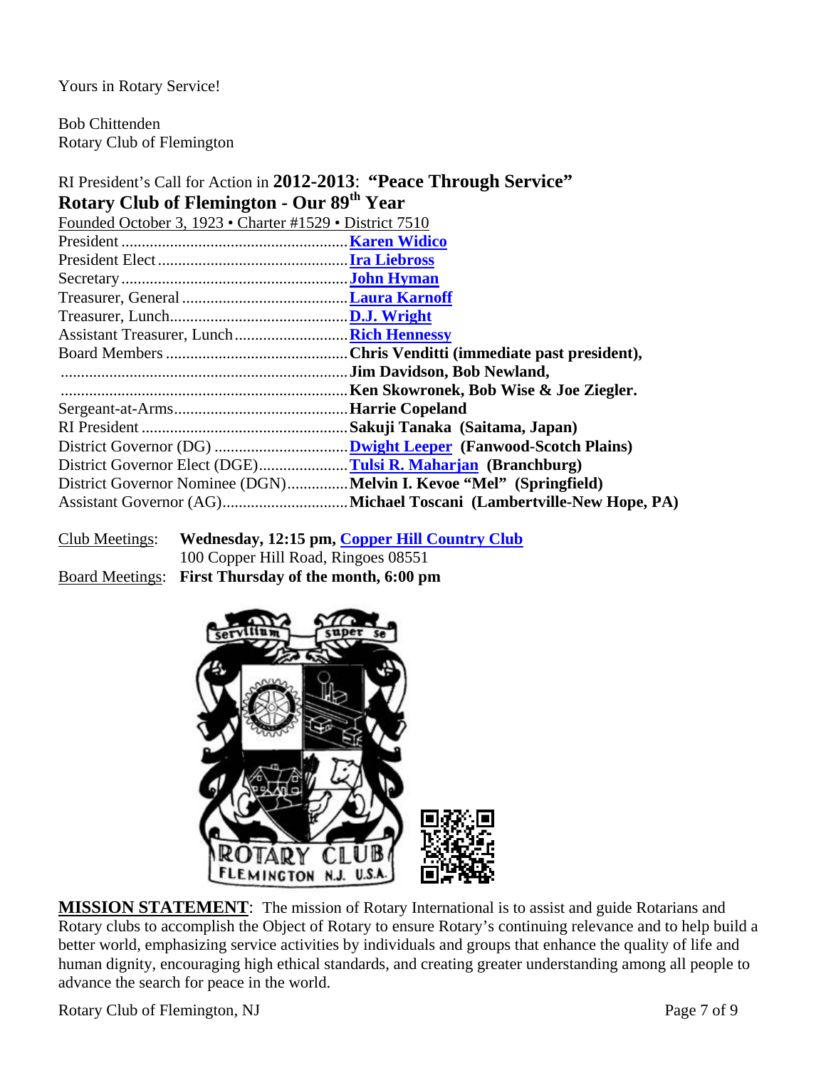Yours in Rotary Service!

Bob Chittenden
Rotary Club of Flemington

RI President's Call for Action in **2012-2013**: **"Peace Through Service"**

**Rotary Club of Flemington - Our 89th Year**

Founded October 3, 1923 • Charter #1529 • District 7510

| | |
|---|---|
| President | **Karen Widico** |
| President Elect | **Ira Liebross** |
| Secretary | **John Hyman** |
| Treasurer, General | **Laura Karnoff** |
| Treasurer, Lunch | **D.J. Wright** |
| Assistant Treasurer, Lunch | **Rich Hennessy** |
| Board Members | **Chris Venditti (immediate past president),** |
| | **Jim Davidson, Bob Newland,** |
| | **Ken Skowronek, Bob Wise & Joe Ziegler.** |
| Sergeant-at-Arms | **Harrie Copeland** |
| RI President | **Sakuji Tanaka (Saitama, Japan)** |
| District Governor (DG) | **Dwight Leeper (Fanwood-Scotch Plains)** |
| District Governor Elect (DGE) | **Tulsi R. Maharjan (Branchburg)** |
| District Governor Nominee (DGN) | **Melvin I. Kevoe "Mel" (Springfield)** |
| Assistant Governor (AG) | **Michael Toscani (Lambertville-New Hope, PA)** |

Club Meetings: **Wednesday, 12:15 pm, Copper Hill Country Club**
100 Copper Hill Road, Ringoes 08551

Board Meetings: **First Thursday of the month, 6:00 pm**

**MISSION STATEMENT**: The mission of Rotary International is to assist and guide Rotarians and Rotary clubs to accomplish the Object of Rotary to ensure Rotary's continuing relevance and to help build a better world, emphasizing service activities by individuals and groups that enhance the quality of life and human dignity, encouraging high ethical standards, and creating greater understanding among all people to advance the search for peace in the world.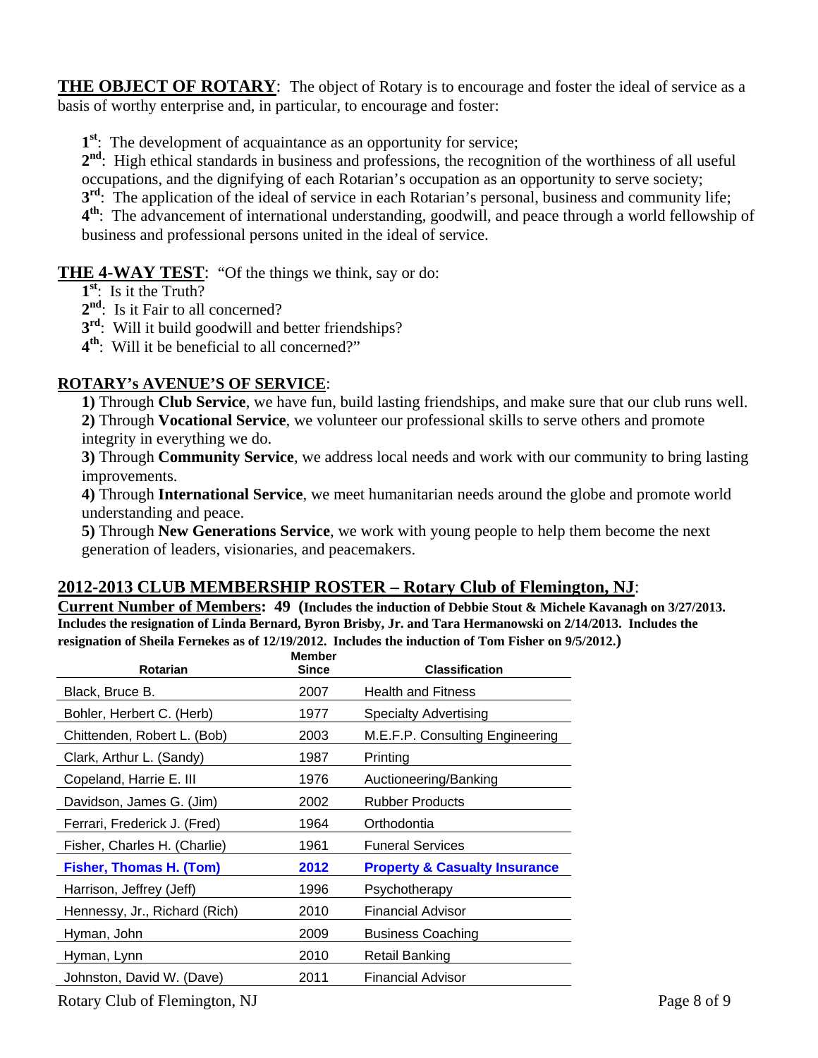**THE OBJECT OF ROTARY**: The object of Rotary is to encourage and foster the ideal of service as a basis of worthy enterprise and, in particular, to encourage and foster:

**1st**: The development of acquaintance as an opportunity for service;
**2nd**: High ethical standards in business and professions, the recognition of the worthiness of all useful occupations, and the dignifying of each Rotarian's occupation as an opportunity to serve society;
**3rd**: The application of the ideal of service in each Rotarian's personal, business and community life;
**4th**: The advancement of international understanding, goodwill, and peace through a world fellowship of business and professional persons united in the ideal of service.

**THE 4-WAY TEST**: "Of the things we think, say or do:
**1st**: Is it the Truth?
**2nd**: Is it Fair to all concerned?
**3rd**: Will it build goodwill and better friendships?
**4th**: Will it be beneficial to all concerned?"

**ROTARY's AVENUE'S OF SERVICE**:

**1)** Through **Club Service**, we have fun, build lasting friendships, and make sure that our club runs well.
**2)** Through **Vocational Service**, we volunteer our professional skills to serve others and promote integrity in everything we do.
**3)** Through **Community Service**, we address local needs and work with our community to bring lasting improvements.
**4)** Through **International Service**, we meet humanitarian needs around the globe and promote world understanding and peace.
**5)** Through **New Generations Service**, we work with young people to help them become the next generation of leaders, visionaries, and peacemakers.

## 2012-2013 CLUB MEMBERSHIP ROSTER – Rotary Club of Flemington, NJ:

**Current Number of Members: 49 (Includes the induction of Debbie Stout & Michele Kavanagh on 3/27/2013. Includes the resignation of Linda Bernard, Byron Brisby, Jr. and Tara Hermanowski on 2/14/2013. Includes the resignation of Sheila Fernekes as of 12/19/2012. Includes the induction of Tom Fisher on 9/5/2012.)**

| Rotarian | Member Since | Classification |
|---|---|---|
| Black, Bruce B. | 2007 | Health and Fitness |
| Bohler, Herbert C. (Herb) | 1977 | Specialty Advertising |
| Chittenden, Robert L. (Bob) | 2003 | M.E.F.P. Consulting Engineering |
| Clark, Arthur L. (Sandy) | 1987 | Printing |
| Copeland, Harrie E. III | 1976 | Auctioneering/Banking |
| Davidson, James G. (Jim) | 2002 | Rubber Products |
| Ferrari, Frederick J. (Fred) | 1964 | Orthodontia |
| Fisher, Charles H. (Charlie) | 1961 | Funeral Services |
| **Fisher, Thomas H. (Tom)** | **2012** | **Property & Casualty Insurance** |
| Harrison, Jeffrey (Jeff) | 1996 | Psychotherapy |
| Hennessy, Jr., Richard (Rich) | 2010 | Financial Advisor |
| Hyman, John | 2009 | Business Coaching |
| Hyman, Lynn | 2010 | Retail Banking |
| Johnston, David W. (Dave) | 2011 | Financial Advisor |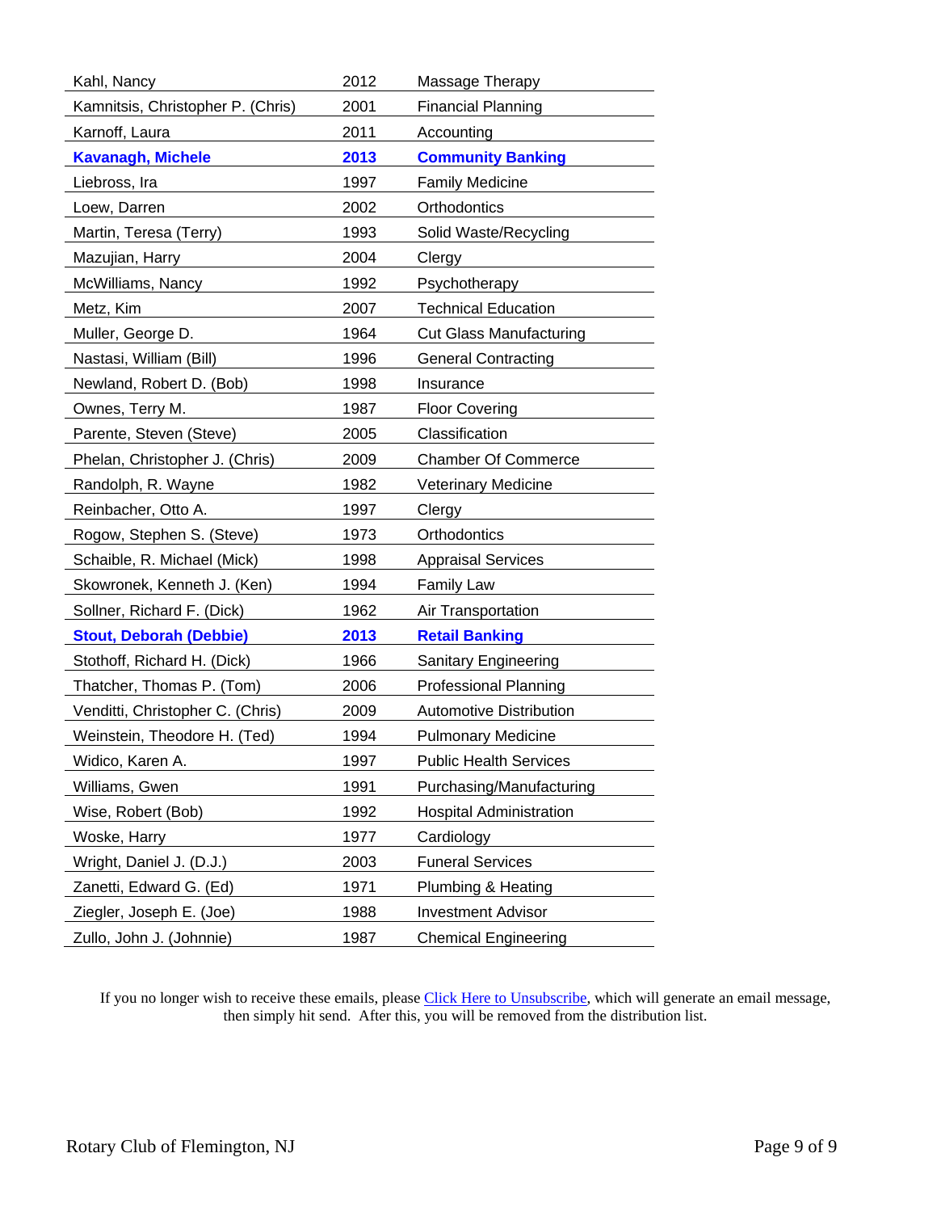| | | |
|---|---|---|
| Kahl, Nancy | 2012 | Massage Therapy |
| Kamnitsis, Christopher P. (Chris) | 2001 | Financial Planning |
| Karnoff, Laura | 2011 | Accounting |
| **Kavanagh, Michele** | **2013** | **Community Banking** |
| Liebross, Ira | 1997 | Family Medicine |
| Loew, Darren | 2002 | Orthodontics |
| Martin, Teresa (Terry) | 1993 | Solid Waste/Recycling |
| Mazujian, Harry | 2004 | Clergy |
| McWilliams, Nancy | 1992 | Psychotherapy |
| Metz, Kim | 2007 | Technical Education |
| Muller, George D. | 1964 | Cut Glass Manufacturing |
| Nastasi, William (Bill) | 1996 | General Contracting |
| Newland, Robert D. (Bob) | 1998 | Insurance |
| Ownes, Terry M. | 1987 | Floor Covering |
| Parente, Steven (Steve) | 2005 | Classification |
| Phelan, Christopher J. (Chris) | 2009 | Chamber Of Commerce |
| Randolph, R. Wayne | 1982 | Veterinary Medicine |
| Reinbacher, Otto A. | 1997 | Clergy |
| Rogow, Stephen S. (Steve) | 1973 | Orthodontics |
| Schaible, R. Michael (Mick) | 1998 | Appraisal Services |
| Skowronek, Kenneth J. (Ken) | 1994 | Family Law |
| Sollner, Richard F. (Dick) | 1962 | Air Transportation |
| **Stout, Deborah (Debbie)** | **2013** | **Retail Banking** |
| Stothoff, Richard H. (Dick) | 1966 | Sanitary Engineering |
| Thatcher, Thomas P. (Tom) | 2006 | Professional Planning |
| Venditti, Christopher C. (Chris) | 2009 | Automotive Distribution |
| Weinstein, Theodore H. (Ted) | 1994 | Pulmonary Medicine |
| Widico, Karen A. | 1997 | Public Health Services |
| Williams, Gwen | 1991 | Purchasing/Manufacturing |
| Wise, Robert (Bob) | 1992 | Hospital Administration |
| Woske, Harry | 1977 | Cardiology |
| Wright, Daniel J. (D.J.) | 2003 | Funeral Services |
| Zanetti, Edward G. (Ed) | 1971 | Plumbing & Heating |
| Ziegler, Joseph E. (Joe) | 1988 | Investment Advisor |
| Zullo, John J. (Johnnie) | 1987 | Chemical Engineering |

If you no longer wish to receive these emails, please Click Here to Unsubscribe, which will generate an email message, then simply hit send. After this, you will be removed from the distribution list.